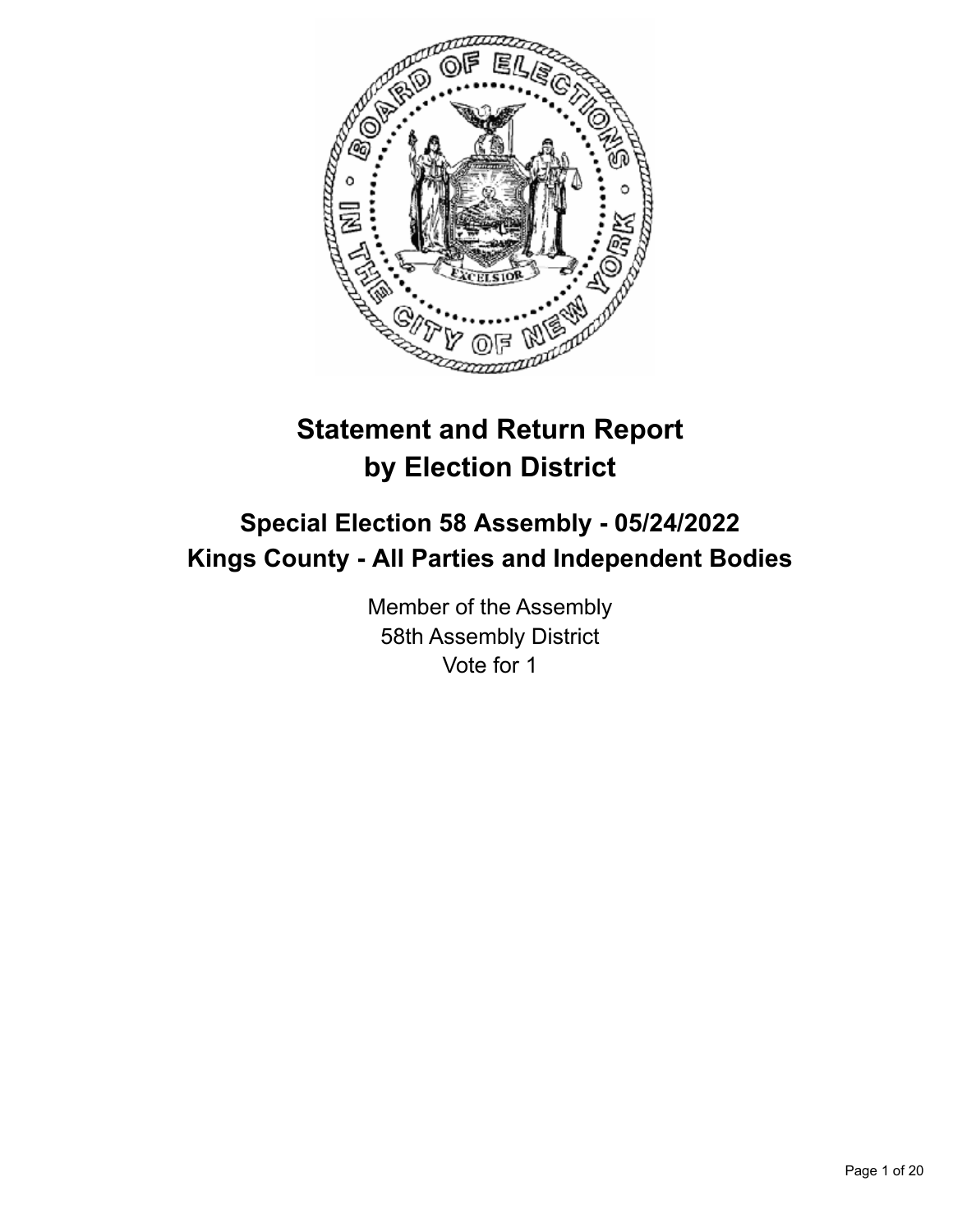# Statement and Return Report by Election District

## Special Election 58 Assembly - 05/24/2022
## Kings County - All Parties and Independent Bodies

Member of the Assembly
58th Assembly District
Vote for 1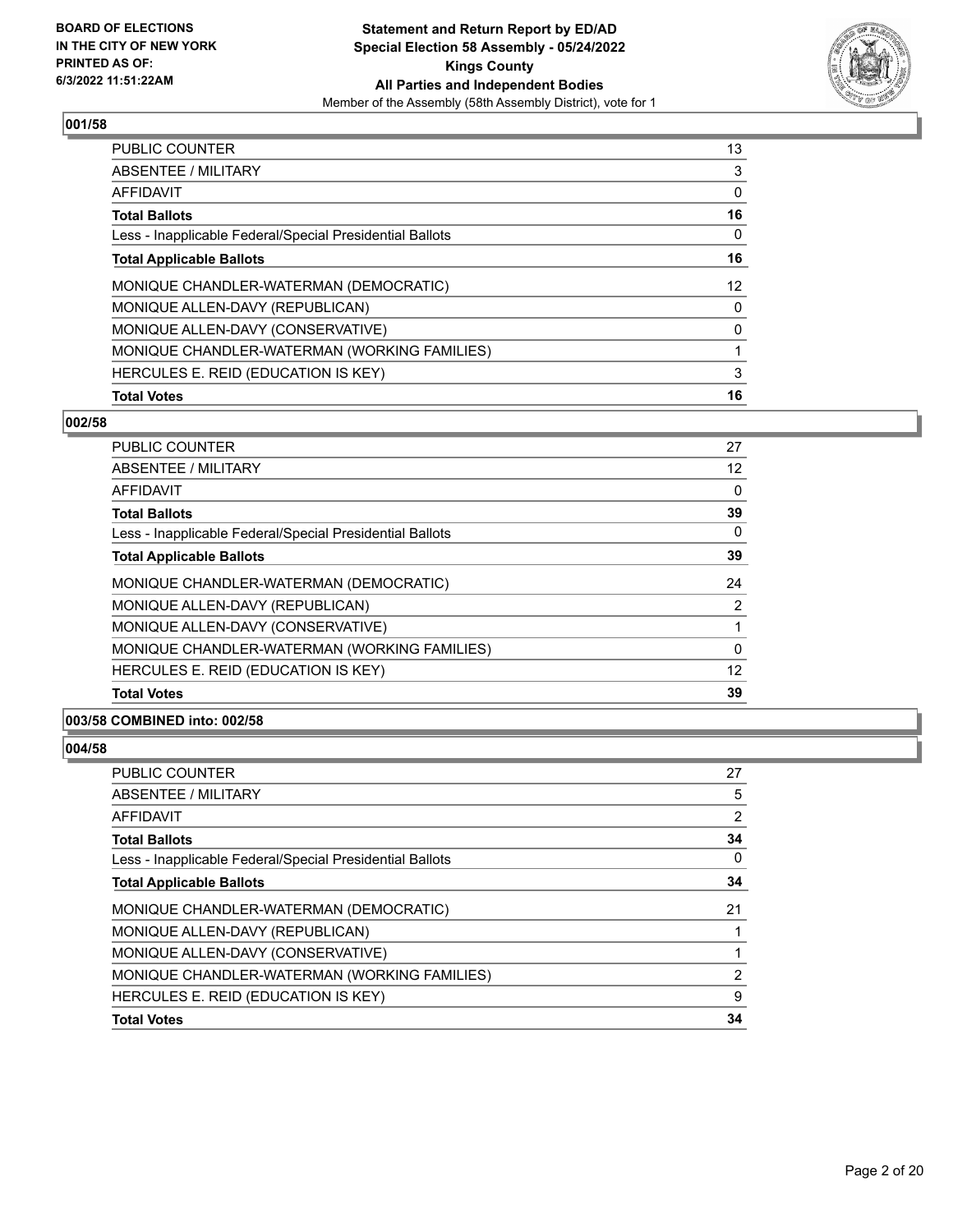**BOARD OF ELECTIONS IN THE CITY OF NEW YORK PRINTED AS OF: 6/3/2022 11:51:22AM**

**Statement and Return Report by ED/AD**
**Special Election 58 Assembly - 05/24/2022**
**Kings County**
**All Parties and Independent Bodies**
Member of the Assembly (58th Assembly District), vote for 1

### 001/58

| | |
|---|---|
| PUBLIC COUNTER | 13 |
| ABSENTEE / MILITARY | 3 |
| AFFIDAVIT | 0 |
| **Total Ballots** | **16** |
| Less - Inapplicable Federal/Special Presidential Ballots | 0 |
| **Total Applicable Ballots** | **16** |
| MONIQUE CHANDLER-WATERMAN (DEMOCRATIC) | 12 |
| MONIQUE ALLEN-DAVY (REPUBLICAN) | 0 |
| MONIQUE ALLEN-DAVY (CONSERVATIVE) | 0 |
| MONIQUE CHANDLER-WATERMAN (WORKING FAMILIES) | 1 |
| HERCULES E. REID (EDUCATION IS KEY) | 3 |
| **Total Votes** | **16** |

### 002/58

| | |
|---|---|
| PUBLIC COUNTER | 27 |
| ABSENTEE / MILITARY | 12 |
| AFFIDAVIT | 0 |
| **Total Ballots** | **39** |
| Less - Inapplicable Federal/Special Presidential Ballots | 0 |
| **Total Applicable Ballots** | **39** |
| MONIQUE CHANDLER-WATERMAN (DEMOCRATIC) | 24 |
| MONIQUE ALLEN-DAVY (REPUBLICAN) | 2 |
| MONIQUE ALLEN-DAVY (CONSERVATIVE) | 1 |
| MONIQUE CHANDLER-WATERMAN (WORKING FAMILIES) | 0 |
| HERCULES E. REID (EDUCATION IS KEY) | 12 |
| **Total Votes** | **39** |

### 003/58 COMBINED into: 002/58

### 004/58

| | |
|---|---|
| PUBLIC COUNTER | 27 |
| ABSENTEE / MILITARY | 5 |
| AFFIDAVIT | 2 |
| **Total Ballots** | **34** |
| Less - Inapplicable Federal/Special Presidential Ballots | 0 |
| **Total Applicable Ballots** | **34** |
| MONIQUE CHANDLER-WATERMAN (DEMOCRATIC) | 21 |
| MONIQUE ALLEN-DAVY (REPUBLICAN) | 1 |
| MONIQUE ALLEN-DAVY (CONSERVATIVE) | 1 |
| MONIQUE CHANDLER-WATERMAN (WORKING FAMILIES) | 2 |
| HERCULES E. REID (EDUCATION IS KEY) | 9 |
| **Total Votes** | **34** |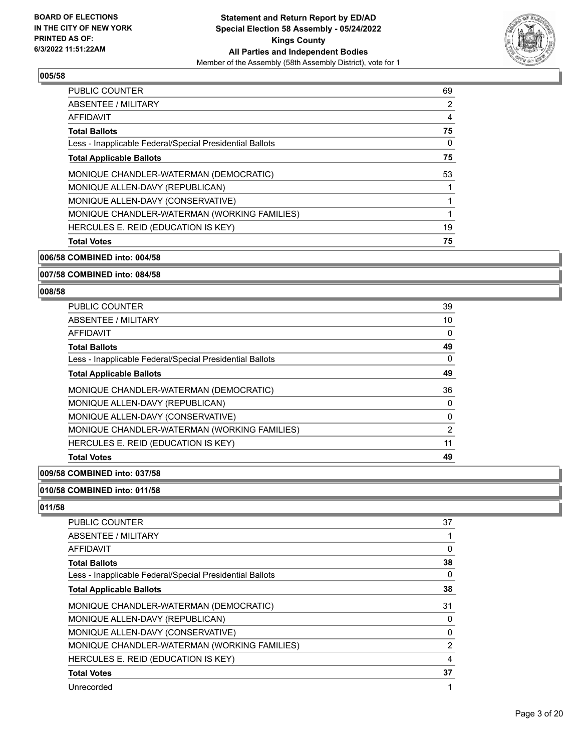### 005/58

| | |
|---|---|
| PUBLIC COUNTER | 69 |
| ABSENTEE / MILITARY | 2 |
| AFFIDAVIT | 4 |
| **Total Ballots** | **75** |
| Less - Inapplicable Federal/Special Presidential Ballots | 0 |
| **Total Applicable Ballots** | **75** |
| MONIQUE CHANDLER-WATERMAN (DEMOCRATIC) | 53 |
| MONIQUE ALLEN-DAVY (REPUBLICAN) | 1 |
| MONIQUE ALLEN-DAVY (CONSERVATIVE) | 1 |
| MONIQUE CHANDLER-WATERMAN (WORKING FAMILIES) | 1 |
| HERCULES E. REID (EDUCATION IS KEY) | 19 |
| **Total Votes** | **75** |

### 006/58 COMBINED into: 004/58

### 007/58 COMBINED into: 084/58

### 008/58

| | |
|---|---|
| PUBLIC COUNTER | 39 |
| ABSENTEE / MILITARY | 10 |
| AFFIDAVIT | 0 |
| **Total Ballots** | **49** |
| Less - Inapplicable Federal/Special Presidential Ballots | 0 |
| **Total Applicable Ballots** | **49** |
| MONIQUE CHANDLER-WATERMAN (DEMOCRATIC) | 36 |
| MONIQUE ALLEN-DAVY (REPUBLICAN) | 0 |
| MONIQUE ALLEN-DAVY (CONSERVATIVE) | 0 |
| MONIQUE CHANDLER-WATERMAN (WORKING FAMILIES) | 2 |
| HERCULES E. REID (EDUCATION IS KEY) | 11 |
| **Total Votes** | **49** |

### 009/58 COMBINED into: 037/58

### 010/58 COMBINED into: 011/58

### 011/58

| | |
|---|---|
| PUBLIC COUNTER | 37 |
| ABSENTEE / MILITARY | 1 |
| AFFIDAVIT | 0 |
| **Total Ballots** | **38** |
| Less - Inapplicable Federal/Special Presidential Ballots | 0 |
| **Total Applicable Ballots** | **38** |
| MONIQUE CHANDLER-WATERMAN (DEMOCRATIC) | 31 |
| MONIQUE ALLEN-DAVY (REPUBLICAN) | 0 |
| MONIQUE ALLEN-DAVY (CONSERVATIVE) | 0 |
| MONIQUE CHANDLER-WATERMAN (WORKING FAMILIES) | 2 |
| HERCULES E. REID (EDUCATION IS KEY) | 4 |
| **Total Votes** | **37** |
| Unrecorded | 1 |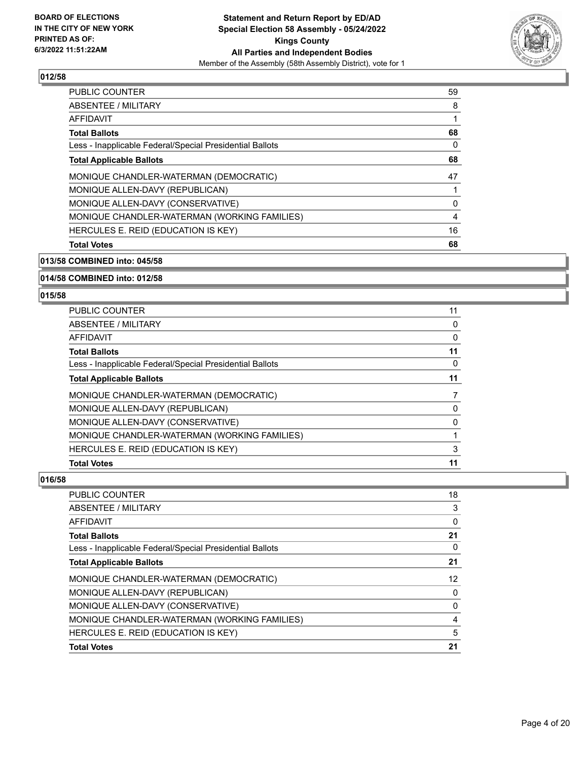### 012/58

| | |
|---|---|
| PUBLIC COUNTER | 59 |
| ABSENTEE / MILITARY | 8 |
| AFFIDAVIT | 1 |
| **Total Ballots** | **68** |
| Less - Inapplicable Federal/Special Presidential Ballots | 0 |
| **Total Applicable Ballots** | **68** |
| MONIQUE CHANDLER-WATERMAN (DEMOCRATIC) | 47 |
| MONIQUE ALLEN-DAVY (REPUBLICAN) | 1 |
| MONIQUE ALLEN-DAVY (CONSERVATIVE) | 0 |
| MONIQUE CHANDLER-WATERMAN (WORKING FAMILIES) | 4 |
| HERCULES E. REID (EDUCATION IS KEY) | 16 |
| **Total Votes** | **68** |

### 013/58 COMBINED into: 045/58

### 014/58 COMBINED into: 012/58

### 015/58

| | |
|---|---|
| PUBLIC COUNTER | 11 |
| ABSENTEE / MILITARY | 0 |
| AFFIDAVIT | 0 |
| **Total Ballots** | **11** |
| Less - Inapplicable Federal/Special Presidential Ballots | 0 |
| **Total Applicable Ballots** | **11** |
| MONIQUE CHANDLER-WATERMAN (DEMOCRATIC) | 7 |
| MONIQUE ALLEN-DAVY (REPUBLICAN) | 0 |
| MONIQUE ALLEN-DAVY (CONSERVATIVE) | 0 |
| MONIQUE CHANDLER-WATERMAN (WORKING FAMILIES) | 1 |
| HERCULES E. REID (EDUCATION IS KEY) | 3 |
| **Total Votes** | **11** |

### 016/58

| | |
|---|---|
| PUBLIC COUNTER | 18 |
| ABSENTEE / MILITARY | 3 |
| AFFIDAVIT | 0 |
| **Total Ballots** | **21** |
| Less - Inapplicable Federal/Special Presidential Ballots | 0 |
| **Total Applicable Ballots** | **21** |
| MONIQUE CHANDLER-WATERMAN (DEMOCRATIC) | 12 |
| MONIQUE ALLEN-DAVY (REPUBLICAN) | 0 |
| MONIQUE ALLEN-DAVY (CONSERVATIVE) | 0 |
| MONIQUE CHANDLER-WATERMAN (WORKING FAMILIES) | 4 |
| HERCULES E. REID (EDUCATION IS KEY) | 5 |
| **Total Votes** | **21** |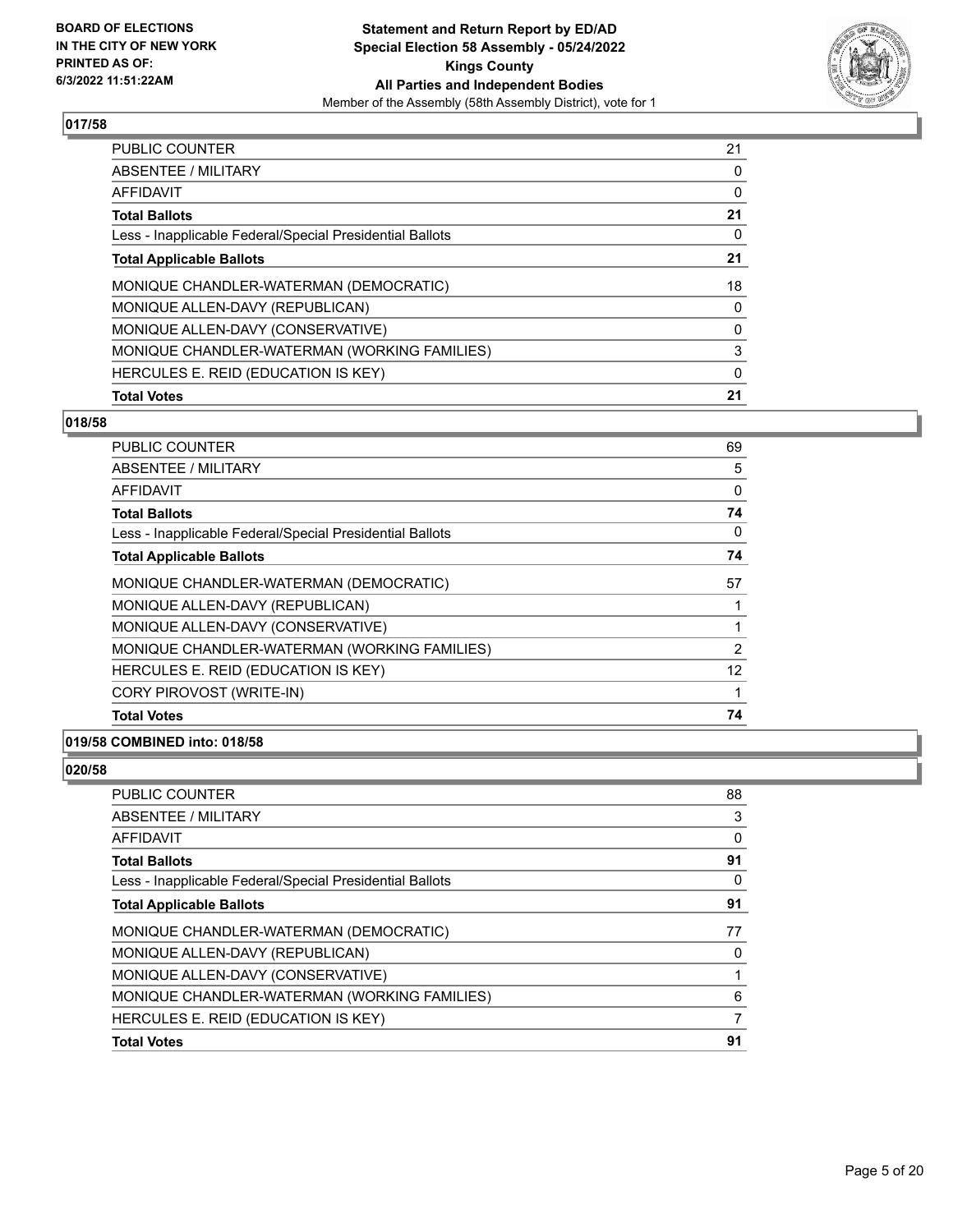### 017/58

| | |
|---|---|
| PUBLIC COUNTER | 21 |
| ABSENTEE / MILITARY | 0 |
| AFFIDAVIT | 0 |
| **Total Ballots** | **21** |
| Less - Inapplicable Federal/Special Presidential Ballots | 0 |
| **Total Applicable Ballots** | **21** |
| MONIQUE CHANDLER-WATERMAN (DEMOCRATIC) | 18 |
| MONIQUE ALLEN-DAVY (REPUBLICAN) | 0 |
| MONIQUE ALLEN-DAVY (CONSERVATIVE) | 0 |
| MONIQUE CHANDLER-WATERMAN (WORKING FAMILIES) | 3 |
| HERCULES E. REID (EDUCATION IS KEY) | 0 |
| **Total Votes** | **21** |

### 018/58

| | |
|---|---|
| PUBLIC COUNTER | 69 |
| ABSENTEE / MILITARY | 5 |
| AFFIDAVIT | 0 |
| **Total Ballots** | **74** |
| Less - Inapplicable Federal/Special Presidential Ballots | 0 |
| **Total Applicable Ballots** | **74** |
| MONIQUE CHANDLER-WATERMAN (DEMOCRATIC) | 57 |
| MONIQUE ALLEN-DAVY (REPUBLICAN) | 1 |
| MONIQUE ALLEN-DAVY (CONSERVATIVE) | 1 |
| MONIQUE CHANDLER-WATERMAN (WORKING FAMILIES) | 2 |
| HERCULES E. REID (EDUCATION IS KEY) | 12 |
| CORY PIROVOST (WRITE-IN) | 1 |
| **Total Votes** | **74** |

### 019/58 COMBINED into: 018/58

### 020/58

| | |
|---|---|
| PUBLIC COUNTER | 88 |
| ABSENTEE / MILITARY | 3 |
| AFFIDAVIT | 0 |
| **Total Ballots** | **91** |
| Less - Inapplicable Federal/Special Presidential Ballots | 0 |
| **Total Applicable Ballots** | **91** |
| MONIQUE CHANDLER-WATERMAN (DEMOCRATIC) | 77 |
| MONIQUE ALLEN-DAVY (REPUBLICAN) | 0 |
| MONIQUE ALLEN-DAVY (CONSERVATIVE) | 1 |
| MONIQUE CHANDLER-WATERMAN (WORKING FAMILIES) | 6 |
| HERCULES E. REID (EDUCATION IS KEY) | 7 |
| **Total Votes** | **91** |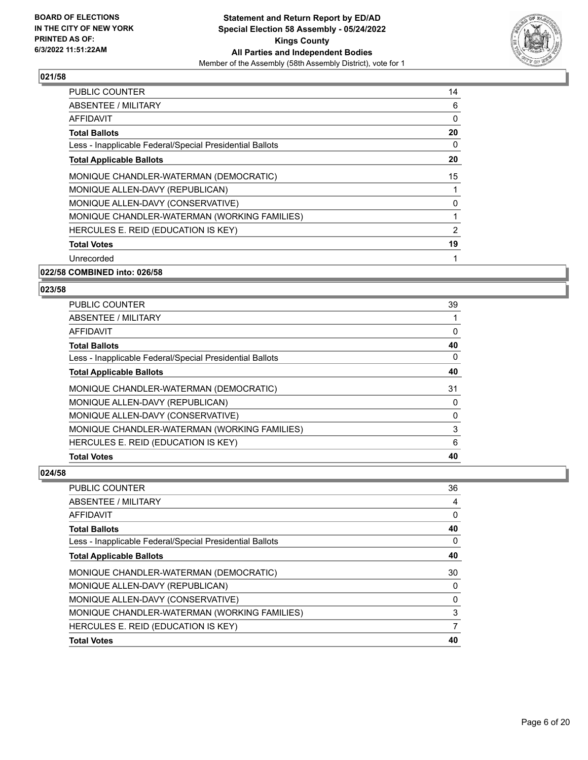## 021/58

| | |
|---|---|
| PUBLIC COUNTER | 14 |
| ABSENTEE / MILITARY | 6 |
| AFFIDAVIT | 0 |
| **Total Ballots** | **20** |
| Less - Inapplicable Federal/Special Presidential Ballots | 0 |
| **Total Applicable Ballots** | **20** |
| MONIQUE CHANDLER-WATERMAN (DEMOCRATIC) | 15 |
| MONIQUE ALLEN-DAVY (REPUBLICAN) | 1 |
| MONIQUE ALLEN-DAVY (CONSERVATIVE) | 0 |
| MONIQUE CHANDLER-WATERMAN (WORKING FAMILIES) | 1 |
| HERCULES E. REID (EDUCATION IS KEY) | 2 |
| **Total Votes** | **19** |
| Unrecorded | 1 |

## 022/58 COMBINED into: 026/58

## 023/58

| | |
|---|---|
| PUBLIC COUNTER | 39 |
| ABSENTEE / MILITARY | 1 |
| AFFIDAVIT | 0 |
| **Total Ballots** | **40** |
| Less - Inapplicable Federal/Special Presidential Ballots | 0 |
| **Total Applicable Ballots** | **40** |
| MONIQUE CHANDLER-WATERMAN (DEMOCRATIC) | 31 |
| MONIQUE ALLEN-DAVY (REPUBLICAN) | 0 |
| MONIQUE ALLEN-DAVY (CONSERVATIVE) | 0 |
| MONIQUE CHANDLER-WATERMAN (WORKING FAMILIES) | 3 |
| HERCULES E. REID (EDUCATION IS KEY) | 6 |
| **Total Votes** | **40** |

## 024/58

| | |
|---|---|
| PUBLIC COUNTER | 36 |
| ABSENTEE / MILITARY | 4 |
| AFFIDAVIT | 0 |
| **Total Ballots** | **40** |
| Less - Inapplicable Federal/Special Presidential Ballots | 0 |
| **Total Applicable Ballots** | **40** |
| MONIQUE CHANDLER-WATERMAN (DEMOCRATIC) | 30 |
| MONIQUE ALLEN-DAVY (REPUBLICAN) | 0 |
| MONIQUE ALLEN-DAVY (CONSERVATIVE) | 0 |
| MONIQUE CHANDLER-WATERMAN (WORKING FAMILIES) | 3 |
| HERCULES E. REID (EDUCATION IS KEY) | 7 |
| **Total Votes** | **40** |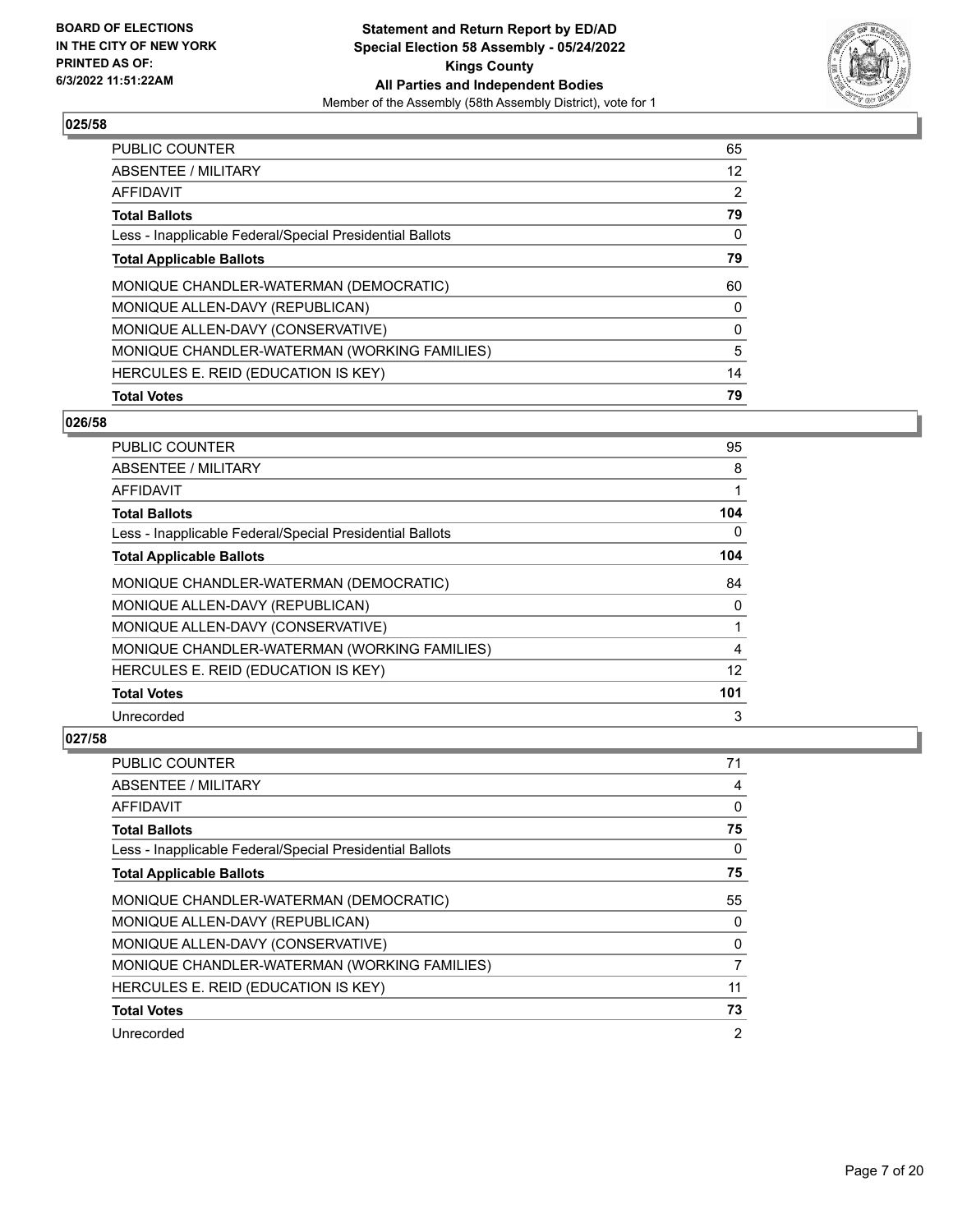**BOARD OF ELECTIONS IN THE CITY OF NEW YORK PRINTED AS OF: 6/3/2022 11:51:22AM**

**Statement and Return Report by ED/AD**
**Special Election 58 Assembly - 05/24/2022**
**Kings County**
**All Parties and Independent Bodies**
Member of the Assembly (58th Assembly District), vote for 1

### 025/58

| | |
|---|---|
| PUBLIC COUNTER | 65 |
| ABSENTEE / MILITARY | 12 |
| AFFIDAVIT | 2 |
| **Total Ballots** | **79** |
| Less - Inapplicable Federal/Special Presidential Ballots | 0 |
| **Total Applicable Ballots** | **79** |
| MONIQUE CHANDLER-WATERMAN (DEMOCRATIC) | 60 |
| MONIQUE ALLEN-DAVY (REPUBLICAN) | 0 |
| MONIQUE ALLEN-DAVY (CONSERVATIVE) | 0 |
| MONIQUE CHANDLER-WATERMAN (WORKING FAMILIES) | 5 |
| HERCULES E. REID (EDUCATION IS KEY) | 14 |
| **Total Votes** | **79** |

### 026/58

| | |
|---|---|
| PUBLIC COUNTER | 95 |
| ABSENTEE / MILITARY | 8 |
| AFFIDAVIT | 1 |
| **Total Ballots** | **104** |
| Less - Inapplicable Federal/Special Presidential Ballots | 0 |
| **Total Applicable Ballots** | **104** |
| MONIQUE CHANDLER-WATERMAN (DEMOCRATIC) | 84 |
| MONIQUE ALLEN-DAVY (REPUBLICAN) | 0 |
| MONIQUE ALLEN-DAVY (CONSERVATIVE) | 1 |
| MONIQUE CHANDLER-WATERMAN (WORKING FAMILIES) | 4 |
| HERCULES E. REID (EDUCATION IS KEY) | 12 |
| **Total Votes** | **101** |
| Unrecorded | 3 |

### 027/58

| | |
|---|---|
| PUBLIC COUNTER | 71 |
| ABSENTEE / MILITARY | 4 |
| AFFIDAVIT | 0 |
| **Total Ballots** | **75** |
| Less - Inapplicable Federal/Special Presidential Ballots | 0 |
| **Total Applicable Ballots** | **75** |
| MONIQUE CHANDLER-WATERMAN (DEMOCRATIC) | 55 |
| MONIQUE ALLEN-DAVY (REPUBLICAN) | 0 |
| MONIQUE ALLEN-DAVY (CONSERVATIVE) | 0 |
| MONIQUE CHANDLER-WATERMAN (WORKING FAMILIES) | 7 |
| HERCULES E. REID (EDUCATION IS KEY) | 11 |
| **Total Votes** | **73** |
| Unrecorded | 2 |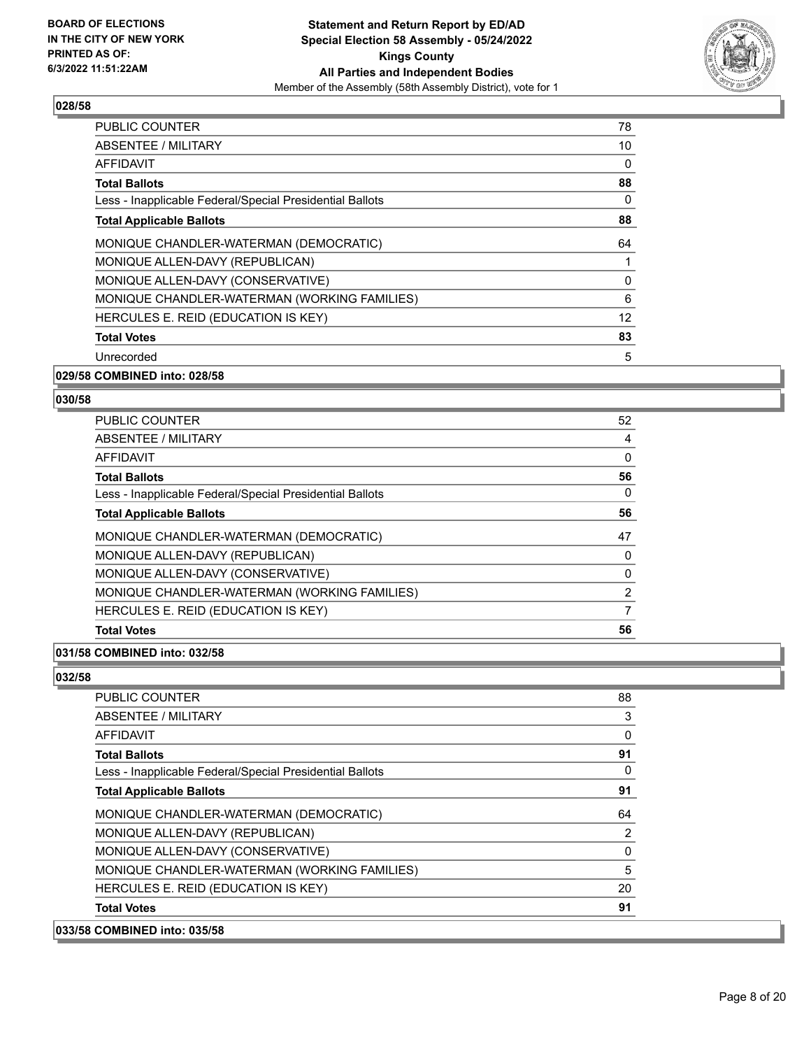### 028/58

| | |
|---|---|
| PUBLIC COUNTER | 78 |
| ABSENTEE / MILITARY | 10 |
| AFFIDAVIT | 0 |
| **Total Ballots** | **88** |
| Less - Inapplicable Federal/Special Presidential Ballots | 0 |
| **Total Applicable Ballots** | **88** |
| MONIQUE CHANDLER-WATERMAN (DEMOCRATIC) | 64 |
| MONIQUE ALLEN-DAVY (REPUBLICAN) | 1 |
| MONIQUE ALLEN-DAVY (CONSERVATIVE) | 0 |
| MONIQUE CHANDLER-WATERMAN (WORKING FAMILIES) | 6 |
| HERCULES E. REID (EDUCATION IS KEY) | 12 |
| **Total Votes** | **83** |
| Unrecorded | 5 |

### 029/58 COMBINED into: 028/58

### 030/58

| | |
|---|---|
| PUBLIC COUNTER | 52 |
| ABSENTEE / MILITARY | 4 |
| AFFIDAVIT | 0 |
| **Total Ballots** | **56** |
| Less - Inapplicable Federal/Special Presidential Ballots | 0 |
| **Total Applicable Ballots** | **56** |
| MONIQUE CHANDLER-WATERMAN (DEMOCRATIC) | 47 |
| MONIQUE ALLEN-DAVY (REPUBLICAN) | 0 |
| MONIQUE ALLEN-DAVY (CONSERVATIVE) | 0 |
| MONIQUE CHANDLER-WATERMAN (WORKING FAMILIES) | 2 |
| HERCULES E. REID (EDUCATION IS KEY) | 7 |
| **Total Votes** | **56** |

### 031/58 COMBINED into: 032/58

### 032/58

| | |
|---|---|
| PUBLIC COUNTER | 88 |
| ABSENTEE / MILITARY | 3 |
| AFFIDAVIT | 0 |
| **Total Ballots** | **91** |
| Less - Inapplicable Federal/Special Presidential Ballots | 0 |
| **Total Applicable Ballots** | **91** |
| MONIQUE CHANDLER-WATERMAN (DEMOCRATIC) | 64 |
| MONIQUE ALLEN-DAVY (REPUBLICAN) | 2 |
| MONIQUE ALLEN-DAVY (CONSERVATIVE) | 0 |
| MONIQUE CHANDLER-WATERMAN (WORKING FAMILIES) | 5 |
| HERCULES E. REID (EDUCATION IS KEY) | 20 |
| **Total Votes** | **91** |

### 033/58 COMBINED into: 035/58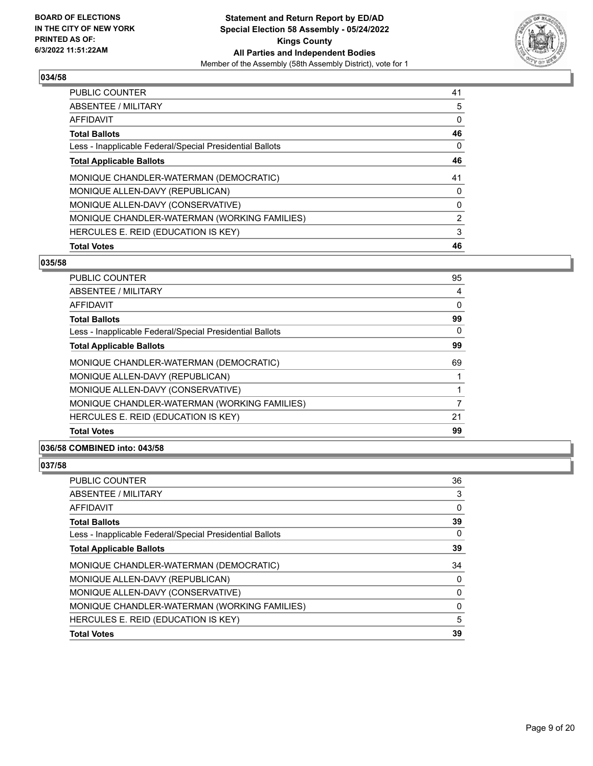**BOARD OF ELECTIONS IN THE CITY OF NEW YORK PRINTED AS OF: 6/3/2022 11:51:22AM**

**Statement and Return Report by ED/AD**
**Special Election 58 Assembly - 05/24/2022**
**Kings County**
**All Parties and Independent Bodies**
Member of the Assembly (58th Assembly District), vote for 1

### 034/58

| | |
|---|---|
| PUBLIC COUNTER | 41 |
| ABSENTEE / MILITARY | 5 |
| AFFIDAVIT | 0 |
| **Total Ballots** | **46** |
| Less - Inapplicable Federal/Special Presidential Ballots | 0 |
| **Total Applicable Ballots** | **46** |
| MONIQUE CHANDLER-WATERMAN (DEMOCRATIC) | 41 |
| MONIQUE ALLEN-DAVY (REPUBLICAN) | 0 |
| MONIQUE ALLEN-DAVY (CONSERVATIVE) | 0 |
| MONIQUE CHANDLER-WATERMAN (WORKING FAMILIES) | 2 |
| HERCULES E. REID (EDUCATION IS KEY) | 3 |
| **Total Votes** | **46** |

### 035/58

| | |
|---|---|
| PUBLIC COUNTER | 95 |
| ABSENTEE / MILITARY | 4 |
| AFFIDAVIT | 0 |
| **Total Ballots** | **99** |
| Less - Inapplicable Federal/Special Presidential Ballots | 0 |
| **Total Applicable Ballots** | **99** |
| MONIQUE CHANDLER-WATERMAN (DEMOCRATIC) | 69 |
| MONIQUE ALLEN-DAVY (REPUBLICAN) | 1 |
| MONIQUE ALLEN-DAVY (CONSERVATIVE) | 1 |
| MONIQUE CHANDLER-WATERMAN (WORKING FAMILIES) | 7 |
| HERCULES E. REID (EDUCATION IS KEY) | 21 |
| **Total Votes** | **99** |

### 036/58 COMBINED into: 043/58

### 037/58

| | |
|---|---|
| PUBLIC COUNTER | 36 |
| ABSENTEE / MILITARY | 3 |
| AFFIDAVIT | 0 |
| **Total Ballots** | **39** |
| Less - Inapplicable Federal/Special Presidential Ballots | 0 |
| **Total Applicable Ballots** | **39** |
| MONIQUE CHANDLER-WATERMAN (DEMOCRATIC) | 34 |
| MONIQUE ALLEN-DAVY (REPUBLICAN) | 0 |
| MONIQUE ALLEN-DAVY (CONSERVATIVE) | 0 |
| MONIQUE CHANDLER-WATERMAN (WORKING FAMILIES) | 0 |
| HERCULES E. REID (EDUCATION IS KEY) | 5 |
| **Total Votes** | **39** |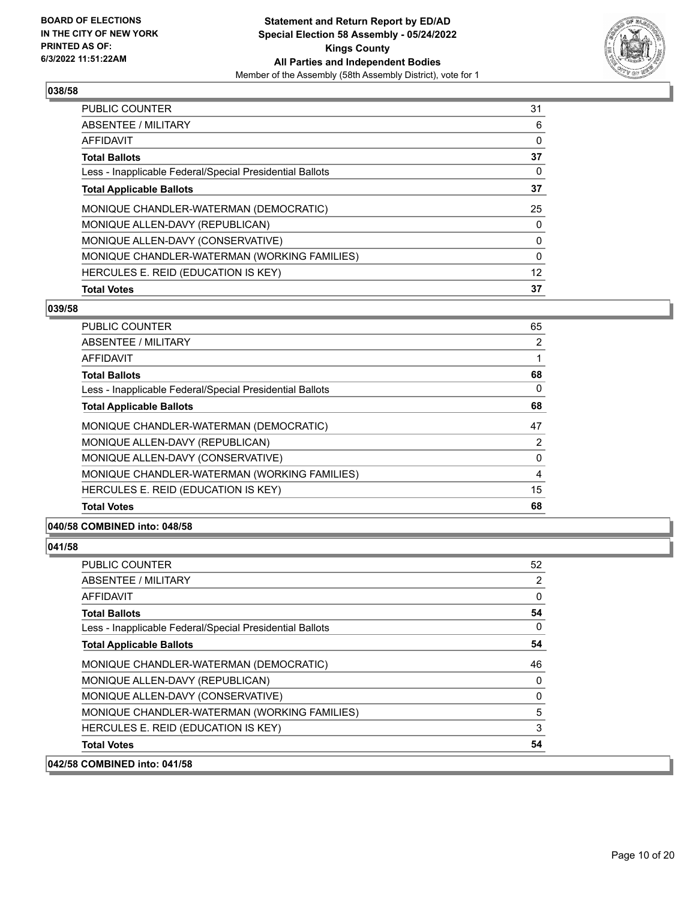**BOARD OF ELECTIONS IN THE CITY OF NEW YORK PRINTED AS OF: 6/3/2022 11:51:22AM**

**Statement and Return Report by ED/AD Special Election 58 Assembly - 05/24/2022 Kings County All Parties and Independent Bodies**

Member of the Assembly (58th Assembly District), vote for 1

### 038/58

| | |
|---|---|
| PUBLIC COUNTER | 31 |
| ABSENTEE / MILITARY | 6 |
| AFFIDAVIT | 0 |
| **Total Ballots** | **37** |
| Less - Inapplicable Federal/Special Presidential Ballots | 0 |
| **Total Applicable Ballots** | **37** |
| MONIQUE CHANDLER-WATERMAN (DEMOCRATIC) | 25 |
| MONIQUE ALLEN-DAVY (REPUBLICAN) | 0 |
| MONIQUE ALLEN-DAVY (CONSERVATIVE) | 0 |
| MONIQUE CHANDLER-WATERMAN (WORKING FAMILIES) | 0 |
| HERCULES E. REID (EDUCATION IS KEY) | 12 |
| **Total Votes** | **37** |

### 039/58

| | |
|---|---|
| PUBLIC COUNTER | 65 |
| ABSENTEE / MILITARY | 2 |
| AFFIDAVIT | 1 |
| **Total Ballots** | **68** |
| Less - Inapplicable Federal/Special Presidential Ballots | 0 |
| **Total Applicable Ballots** | **68** |
| MONIQUE CHANDLER-WATERMAN (DEMOCRATIC) | 47 |
| MONIQUE ALLEN-DAVY (REPUBLICAN) | 2 |
| MONIQUE ALLEN-DAVY (CONSERVATIVE) | 0 |
| MONIQUE CHANDLER-WATERMAN (WORKING FAMILIES) | 4 |
| HERCULES E. REID (EDUCATION IS KEY) | 15 |
| **Total Votes** | **68** |

### 040/58 COMBINED into: 048/58

### 041/58

| | |
|---|---|
| PUBLIC COUNTER | 52 |
| ABSENTEE / MILITARY | 2 |
| AFFIDAVIT | 0 |
| **Total Ballots** | **54** |
| Less - Inapplicable Federal/Special Presidential Ballots | 0 |
| **Total Applicable Ballots** | **54** |
| MONIQUE CHANDLER-WATERMAN (DEMOCRATIC) | 46 |
| MONIQUE ALLEN-DAVY (REPUBLICAN) | 0 |
| MONIQUE ALLEN-DAVY (CONSERVATIVE) | 0 |
| MONIQUE CHANDLER-WATERMAN (WORKING FAMILIES) | 5 |
| HERCULES E. REID (EDUCATION IS KEY) | 3 |
| **Total Votes** | **54** |

### 042/58 COMBINED into: 041/58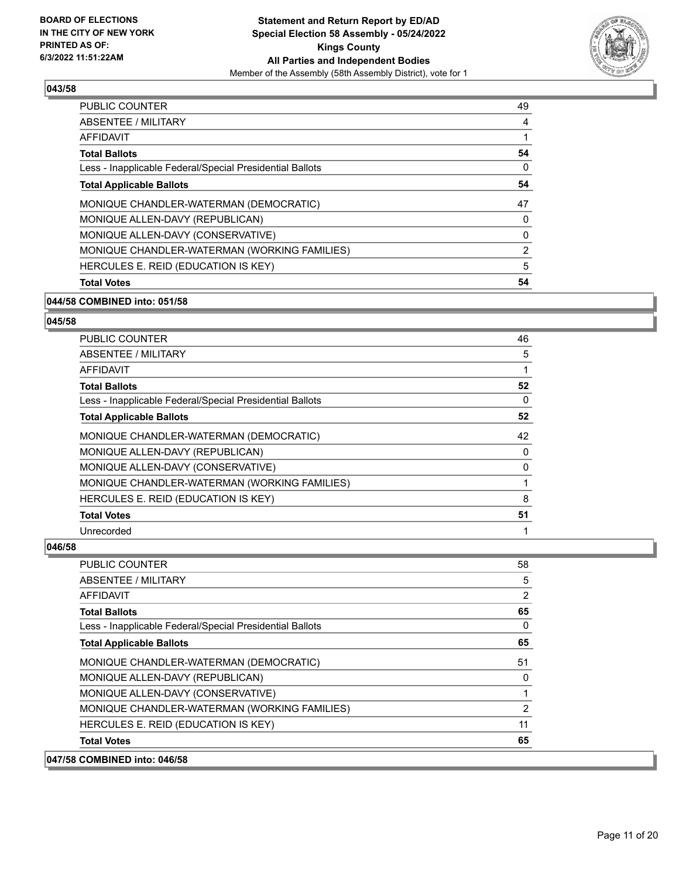**BOARD OF ELECTIONS IN THE CITY OF NEW YORK PRINTED AS OF: 6/3/2022 11:51:22AM**

**Statement and Return Report by ED/AD**
**Special Election 58 Assembly - 05/24/2022**
**Kings County**
**All Parties and Independent Bodies**
Member of the Assembly (58th Assembly District), vote for 1

### 043/58

| | |
|---|---|
| PUBLIC COUNTER | 49 |
| ABSENTEE / MILITARY | 4 |
| AFFIDAVIT | 1 |
| **Total Ballots** | **54** |
| Less - Inapplicable Federal/Special Presidential Ballots | 0 |
| **Total Applicable Ballots** | **54** |
| MONIQUE CHANDLER-WATERMAN (DEMOCRATIC) | 47 |
| MONIQUE ALLEN-DAVY (REPUBLICAN) | 0 |
| MONIQUE ALLEN-DAVY (CONSERVATIVE) | 0 |
| MONIQUE CHANDLER-WATERMAN (WORKING FAMILIES) | 2 |
| HERCULES E. REID (EDUCATION IS KEY) | 5 |
| **Total Votes** | **54** |

### 044/58 COMBINED into: 051/58

### 045/58

| | |
|---|---|
| PUBLIC COUNTER | 46 |
| ABSENTEE / MILITARY | 5 |
| AFFIDAVIT | 1 |
| **Total Ballots** | **52** |
| Less - Inapplicable Federal/Special Presidential Ballots | 0 |
| **Total Applicable Ballots** | **52** |
| MONIQUE CHANDLER-WATERMAN (DEMOCRATIC) | 42 |
| MONIQUE ALLEN-DAVY (REPUBLICAN) | 0 |
| MONIQUE ALLEN-DAVY (CONSERVATIVE) | 0 |
| MONIQUE CHANDLER-WATERMAN (WORKING FAMILIES) | 1 |
| HERCULES E. REID (EDUCATION IS KEY) | 8 |
| **Total Votes** | **51** |
| Unrecorded | 1 |

### 046/58

| | |
|---|---|
| PUBLIC COUNTER | 58 |
| ABSENTEE / MILITARY | 5 |
| AFFIDAVIT | 2 |
| **Total Ballots** | **65** |
| Less - Inapplicable Federal/Special Presidential Ballots | 0 |
| **Total Applicable Ballots** | **65** |
| MONIQUE CHANDLER-WATERMAN (DEMOCRATIC) | 51 |
| MONIQUE ALLEN-DAVY (REPUBLICAN) | 0 |
| MONIQUE ALLEN-DAVY (CONSERVATIVE) | 1 |
| MONIQUE CHANDLER-WATERMAN (WORKING FAMILIES) | 2 |
| HERCULES E. REID (EDUCATION IS KEY) | 11 |
| **Total Votes** | **65** |

### 047/58 COMBINED into: 046/58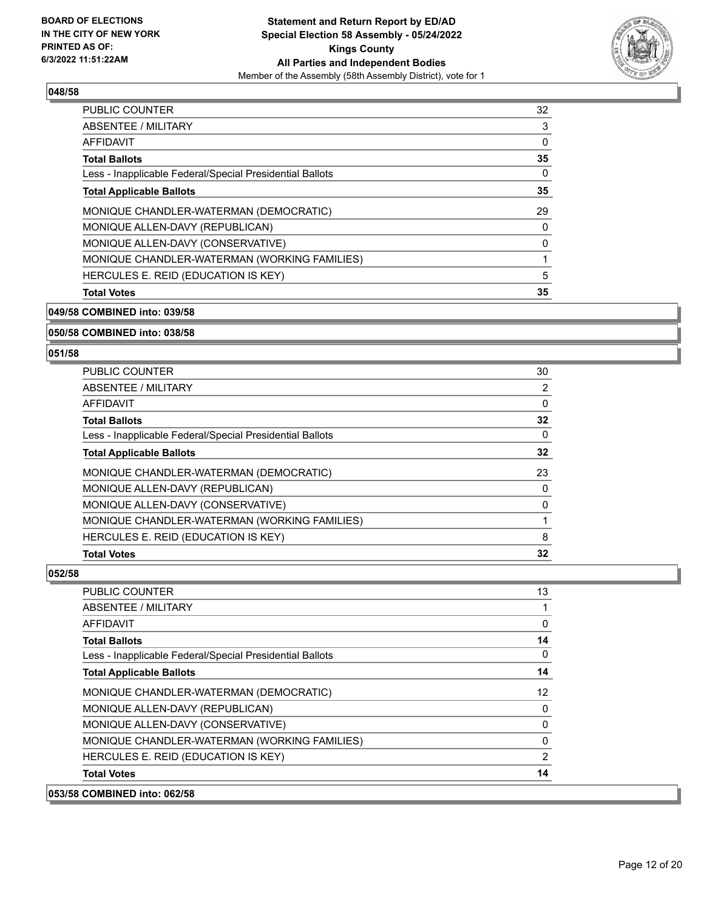### 048/58

| | |
|---|---|
| PUBLIC COUNTER | 32 |
| ABSENTEE / MILITARY | 3 |
| AFFIDAVIT | 0 |
| **Total Ballots** | **35** |
| Less - Inapplicable Federal/Special Presidential Ballots | 0 |
| **Total Applicable Ballots** | **35** |
| MONIQUE CHANDLER-WATERMAN (DEMOCRATIC) | 29 |
| MONIQUE ALLEN-DAVY (REPUBLICAN) | 0 |
| MONIQUE ALLEN-DAVY (CONSERVATIVE) | 0 |
| MONIQUE CHANDLER-WATERMAN (WORKING FAMILIES) | 1 |
| HERCULES E. REID (EDUCATION IS KEY) | 5 |
| **Total Votes** | **35** |

### 049/58 COMBINED into: 039/58

### 050/58 COMBINED into: 038/58

### 051/58

| | |
|---|---|
| PUBLIC COUNTER | 30 |
| ABSENTEE / MILITARY | 2 |
| AFFIDAVIT | 0 |
| **Total Ballots** | **32** |
| Less - Inapplicable Federal/Special Presidential Ballots | 0 |
| **Total Applicable Ballots** | **32** |
| MONIQUE CHANDLER-WATERMAN (DEMOCRATIC) | 23 |
| MONIQUE ALLEN-DAVY (REPUBLICAN) | 0 |
| MONIQUE ALLEN-DAVY (CONSERVATIVE) | 0 |
| MONIQUE CHANDLER-WATERMAN (WORKING FAMILIES) | 1 |
| HERCULES E. REID (EDUCATION IS KEY) | 8 |
| **Total Votes** | **32** |

### 052/58

| | |
|---|---|
| PUBLIC COUNTER | 13 |
| ABSENTEE / MILITARY | 1 |
| AFFIDAVIT | 0 |
| **Total Ballots** | **14** |
| Less - Inapplicable Federal/Special Presidential Ballots | 0 |
| **Total Applicable Ballots** | **14** |
| MONIQUE CHANDLER-WATERMAN (DEMOCRATIC) | 12 |
| MONIQUE ALLEN-DAVY (REPUBLICAN) | 0 |
| MONIQUE ALLEN-DAVY (CONSERVATIVE) | 0 |
| MONIQUE CHANDLER-WATERMAN (WORKING FAMILIES) | 0 |
| HERCULES E. REID (EDUCATION IS KEY) | 2 |
| **Total Votes** | **14** |

### 053/58 COMBINED into: 062/58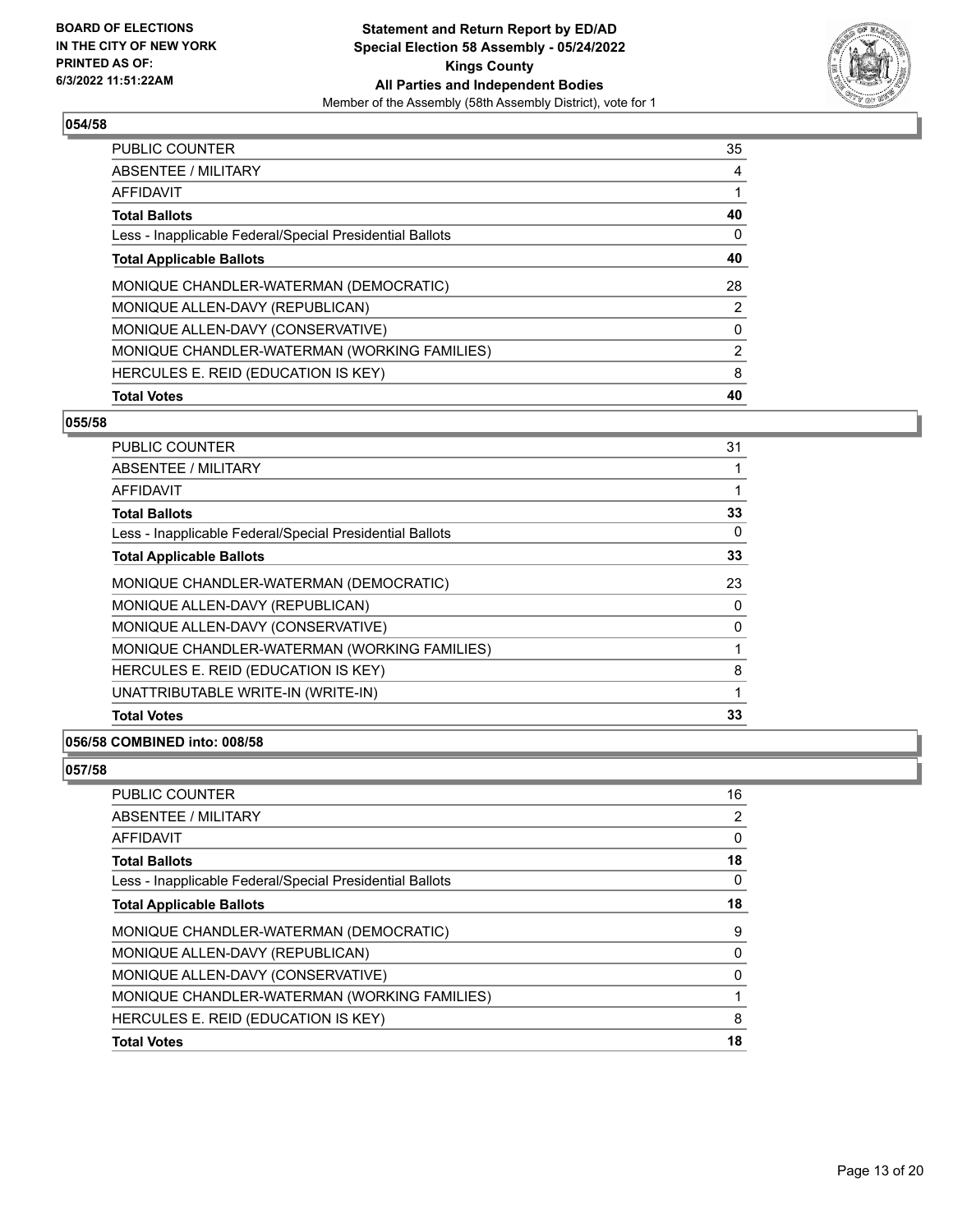## 054/58

| | |
|---|---|
| PUBLIC COUNTER | 35 |
| ABSENTEE / MILITARY | 4 |
| AFFIDAVIT | 1 |
| **Total Ballots** | **40** |
| Less - Inapplicable Federal/Special Presidential Ballots | 0 |
| **Total Applicable Ballots** | **40** |
| MONIQUE CHANDLER-WATERMAN (DEMOCRATIC) | 28 |
| MONIQUE ALLEN-DAVY (REPUBLICAN) | 2 |
| MONIQUE ALLEN-DAVY (CONSERVATIVE) | 0 |
| MONIQUE CHANDLER-WATERMAN (WORKING FAMILIES) | 2 |
| HERCULES E. REID (EDUCATION IS KEY) | 8 |
| **Total Votes** | **40** |

## 055/58

| | |
|---|---|
| PUBLIC COUNTER | 31 |
| ABSENTEE / MILITARY | 1 |
| AFFIDAVIT | 1 |
| **Total Ballots** | **33** |
| Less - Inapplicable Federal/Special Presidential Ballots | 0 |
| **Total Applicable Ballots** | **33** |
| MONIQUE CHANDLER-WATERMAN (DEMOCRATIC) | 23 |
| MONIQUE ALLEN-DAVY (REPUBLICAN) | 0 |
| MONIQUE ALLEN-DAVY (CONSERVATIVE) | 0 |
| MONIQUE CHANDLER-WATERMAN (WORKING FAMILIES) | 1 |
| HERCULES E. REID (EDUCATION IS KEY) | 8 |
| UNATTRIBUTABLE WRITE-IN (WRITE-IN) | 1 |
| **Total Votes** | **33** |

## 056/58 COMBINED into: 008/58

## 057/58

| | |
|---|---|
| PUBLIC COUNTER | 16 |
| ABSENTEE / MILITARY | 2 |
| AFFIDAVIT | 0 |
| **Total Ballots** | **18** |
| Less - Inapplicable Federal/Special Presidential Ballots | 0 |
| **Total Applicable Ballots** | **18** |
| MONIQUE CHANDLER-WATERMAN (DEMOCRATIC) | 9 |
| MONIQUE ALLEN-DAVY (REPUBLICAN) | 0 |
| MONIQUE ALLEN-DAVY (CONSERVATIVE) | 0 |
| MONIQUE CHANDLER-WATERMAN (WORKING FAMILIES) | 1 |
| HERCULES E. REID (EDUCATION IS KEY) | 8 |
| **Total Votes** | **18** |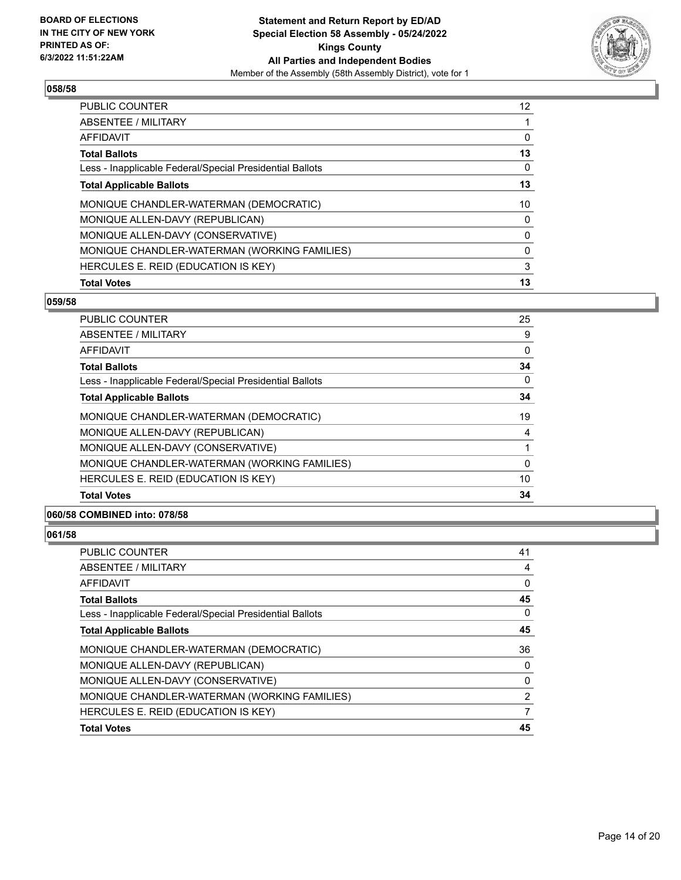**BOARD OF ELECTIONS IN THE CITY OF NEW YORK PRINTED AS OF: 6/3/2022 11:51:22AM**

**Statement and Return Report by ED/AD**
**Special Election 58 Assembly - 05/24/2022**
**Kings County**
**All Parties and Independent Bodies**
Member of the Assembly (58th Assembly District), vote for 1

## 058/58

| | |
|---|---|
| PUBLIC COUNTER | 12 |
| ABSENTEE / MILITARY | 1 |
| AFFIDAVIT | 0 |
| **Total Ballots** | **13** |
| Less - Inapplicable Federal/Special Presidential Ballots | 0 |
| **Total Applicable Ballots** | **13** |
| MONIQUE CHANDLER-WATERMAN (DEMOCRATIC) | 10 |
| MONIQUE ALLEN-DAVY (REPUBLICAN) | 0 |
| MONIQUE ALLEN-DAVY (CONSERVATIVE) | 0 |
| MONIQUE CHANDLER-WATERMAN (WORKING FAMILIES) | 0 |
| HERCULES E. REID (EDUCATION IS KEY) | 3 |
| **Total Votes** | **13** |

## 059/58

| | |
|---|---|
| PUBLIC COUNTER | 25 |
| ABSENTEE / MILITARY | 9 |
| AFFIDAVIT | 0 |
| **Total Ballots** | **34** |
| Less - Inapplicable Federal/Special Presidential Ballots | 0 |
| **Total Applicable Ballots** | **34** |
| MONIQUE CHANDLER-WATERMAN (DEMOCRATIC) | 19 |
| MONIQUE ALLEN-DAVY (REPUBLICAN) | 4 |
| MONIQUE ALLEN-DAVY (CONSERVATIVE) | 1 |
| MONIQUE CHANDLER-WATERMAN (WORKING FAMILIES) | 0 |
| HERCULES E. REID (EDUCATION IS KEY) | 10 |
| **Total Votes** | **34** |

## 060/58 COMBINED into: 078/58

## 061/58

| | |
|---|---|
| PUBLIC COUNTER | 41 |
| ABSENTEE / MILITARY | 4 |
| AFFIDAVIT | 0 |
| **Total Ballots** | **45** |
| Less - Inapplicable Federal/Special Presidential Ballots | 0 |
| **Total Applicable Ballots** | **45** |
| MONIQUE CHANDLER-WATERMAN (DEMOCRATIC) | 36 |
| MONIQUE ALLEN-DAVY (REPUBLICAN) | 0 |
| MONIQUE ALLEN-DAVY (CONSERVATIVE) | 0 |
| MONIQUE CHANDLER-WATERMAN (WORKING FAMILIES) | 2 |
| HERCULES E. REID (EDUCATION IS KEY) | 7 |
| **Total Votes** | **45** |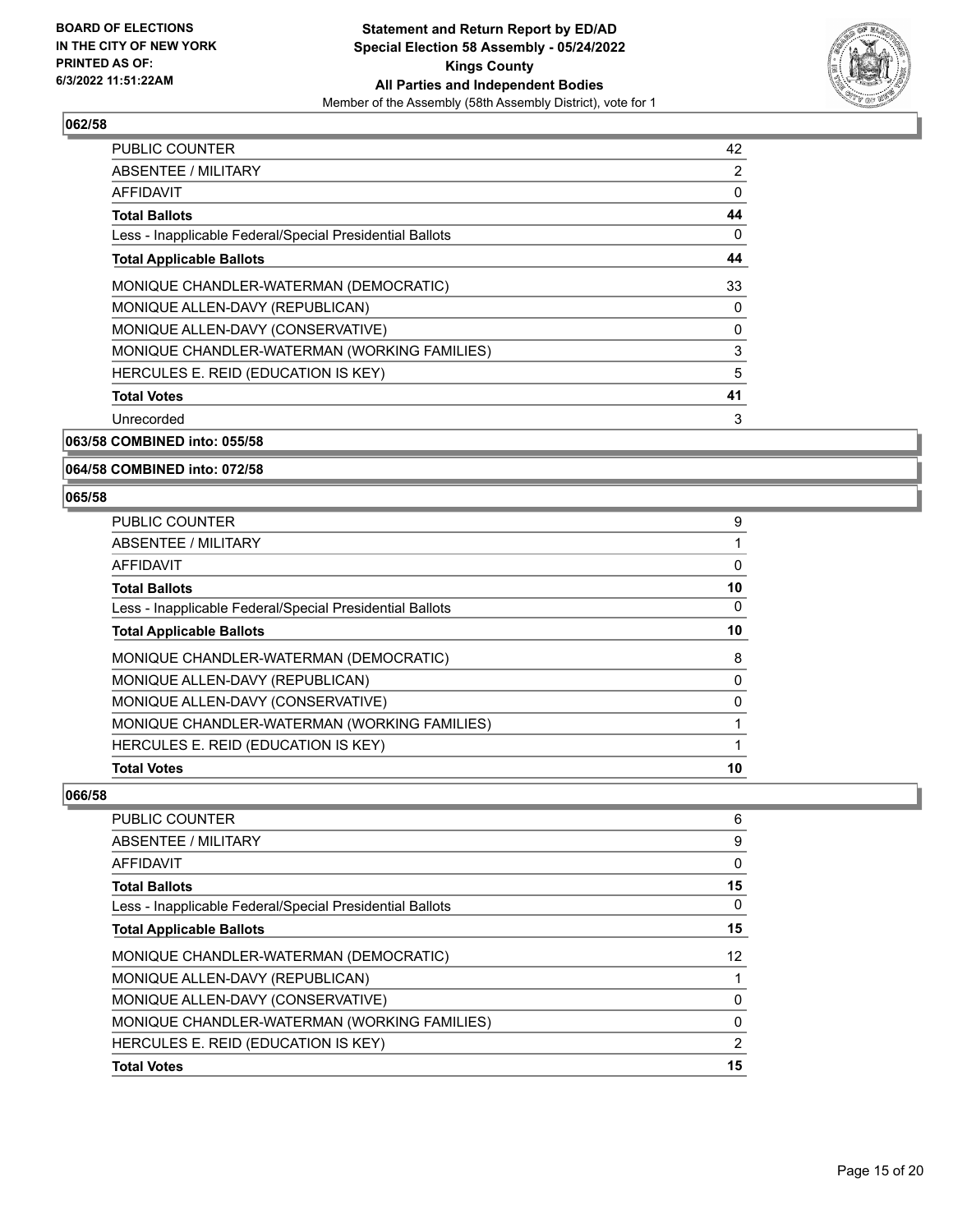**BOARD OF ELECTIONS IN THE CITY OF NEW YORK PRINTED AS OF: 6/3/2022 11:51:22AM**

**Statement and Return Report by ED/AD Special Election 58 Assembly - 05/24/2022 Kings County All Parties and Independent Bodies**

Member of the Assembly (58th Assembly District), vote for 1

### 062/58

| | |
|---|---|
| PUBLIC COUNTER | 42 |
| ABSENTEE / MILITARY | 2 |
| AFFIDAVIT | 0 |
| **Total Ballots** | **44** |
| Less - Inapplicable Federal/Special Presidential Ballots | 0 |
| **Total Applicable Ballots** | **44** |
| MONIQUE CHANDLER-WATERMAN (DEMOCRATIC) | 33 |
| MONIQUE ALLEN-DAVY (REPUBLICAN) | 0 |
| MONIQUE ALLEN-DAVY (CONSERVATIVE) | 0 |
| MONIQUE CHANDLER-WATERMAN (WORKING FAMILIES) | 3 |
| HERCULES E. REID (EDUCATION IS KEY) | 5 |
| **Total Votes** | **41** |
| Unrecorded | 3 |

### 063/58 COMBINED into: 055/58

### 064/58 COMBINED into: 072/58

### 065/58

| | |
|---|---|
| PUBLIC COUNTER | 9 |
| ABSENTEE / MILITARY | 1 |
| AFFIDAVIT | 0 |
| **Total Ballots** | **10** |
| Less - Inapplicable Federal/Special Presidential Ballots | 0 |
| **Total Applicable Ballots** | **10** |
| MONIQUE CHANDLER-WATERMAN (DEMOCRATIC) | 8 |
| MONIQUE ALLEN-DAVY (REPUBLICAN) | 0 |
| MONIQUE ALLEN-DAVY (CONSERVATIVE) | 0 |
| MONIQUE CHANDLER-WATERMAN (WORKING FAMILIES) | 1 |
| HERCULES E. REID (EDUCATION IS KEY) | 1 |
| **Total Votes** | **10** |

### 066/58

| | |
|---|---|
| PUBLIC COUNTER | 6 |
| ABSENTEE / MILITARY | 9 |
| AFFIDAVIT | 0 |
| **Total Ballots** | **15** |
| Less - Inapplicable Federal/Special Presidential Ballots | 0 |
| **Total Applicable Ballots** | **15** |
| MONIQUE CHANDLER-WATERMAN (DEMOCRATIC) | 12 |
| MONIQUE ALLEN-DAVY (REPUBLICAN) | 1 |
| MONIQUE ALLEN-DAVY (CONSERVATIVE) | 0 |
| MONIQUE CHANDLER-WATERMAN (WORKING FAMILIES) | 0 |
| HERCULES E. REID (EDUCATION IS KEY) | 2 |
| **Total Votes** | **15** |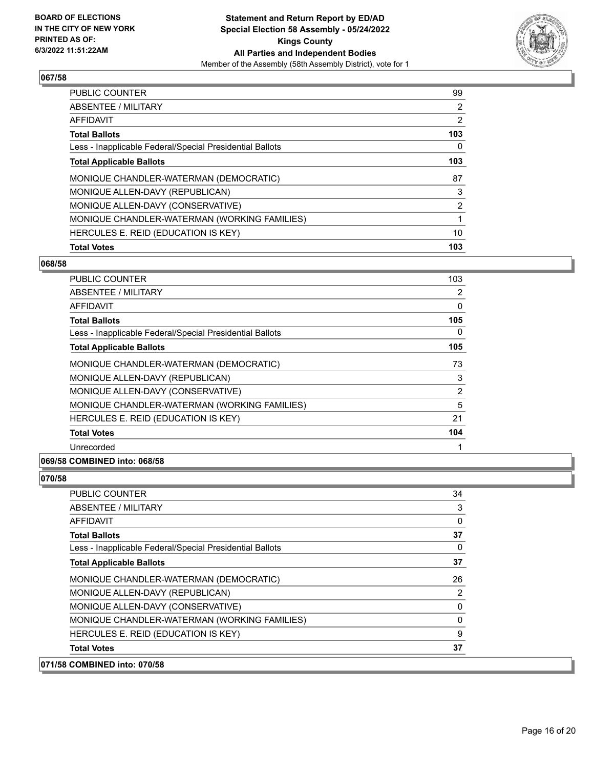**BOARD OF ELECTIONS IN THE CITY OF NEW YORK PRINTED AS OF: 6/3/2022 11:51:22AM**

**Statement and Return Report by ED/AD Special Election 58 Assembly - 05/24/2022 Kings County All Parties and Independent Bodies**

Member of the Assembly (58th Assembly District), vote for 1

## 067/58

| | |
|---|---|
| PUBLIC COUNTER | 99 |
| ABSENTEE / MILITARY | 2 |
| AFFIDAVIT | 2 |
| **Total Ballots** | **103** |
| Less - Inapplicable Federal/Special Presidential Ballots | 0 |
| **Total Applicable Ballots** | **103** |
| MONIQUE CHANDLER-WATERMAN (DEMOCRATIC) | 87 |
| MONIQUE ALLEN-DAVY (REPUBLICAN) | 3 |
| MONIQUE ALLEN-DAVY (CONSERVATIVE) | 2 |
| MONIQUE CHANDLER-WATERMAN (WORKING FAMILIES) | 1 |
| HERCULES E. REID (EDUCATION IS KEY) | 10 |
| **Total Votes** | **103** |

## 068/58

| | |
|---|---|
| PUBLIC COUNTER | 103 |
| ABSENTEE / MILITARY | 2 |
| AFFIDAVIT | 0 |
| **Total Ballots** | **105** |
| Less - Inapplicable Federal/Special Presidential Ballots | 0 |
| **Total Applicable Ballots** | **105** |
| MONIQUE CHANDLER-WATERMAN (DEMOCRATIC) | 73 |
| MONIQUE ALLEN-DAVY (REPUBLICAN) | 3 |
| MONIQUE ALLEN-DAVY (CONSERVATIVE) | 2 |
| MONIQUE CHANDLER-WATERMAN (WORKING FAMILIES) | 5 |
| HERCULES E. REID (EDUCATION IS KEY) | 21 |
| **Total Votes** | **104** |
| Unrecorded | 1 |

## 069/58 COMBINED into: 068/58

## 070/58

| | |
|---|---|
| PUBLIC COUNTER | 34 |
| ABSENTEE / MILITARY | 3 |
| AFFIDAVIT | 0 |
| **Total Ballots** | **37** |
| Less - Inapplicable Federal/Special Presidential Ballots | 0 |
| **Total Applicable Ballots** | **37** |
| MONIQUE CHANDLER-WATERMAN (DEMOCRATIC) | 26 |
| MONIQUE ALLEN-DAVY (REPUBLICAN) | 2 |
| MONIQUE ALLEN-DAVY (CONSERVATIVE) | 0 |
| MONIQUE CHANDLER-WATERMAN (WORKING FAMILIES) | 0 |
| HERCULES E. REID (EDUCATION IS KEY) | 9 |
| **Total Votes** | **37** |

## 071/58 COMBINED into: 070/58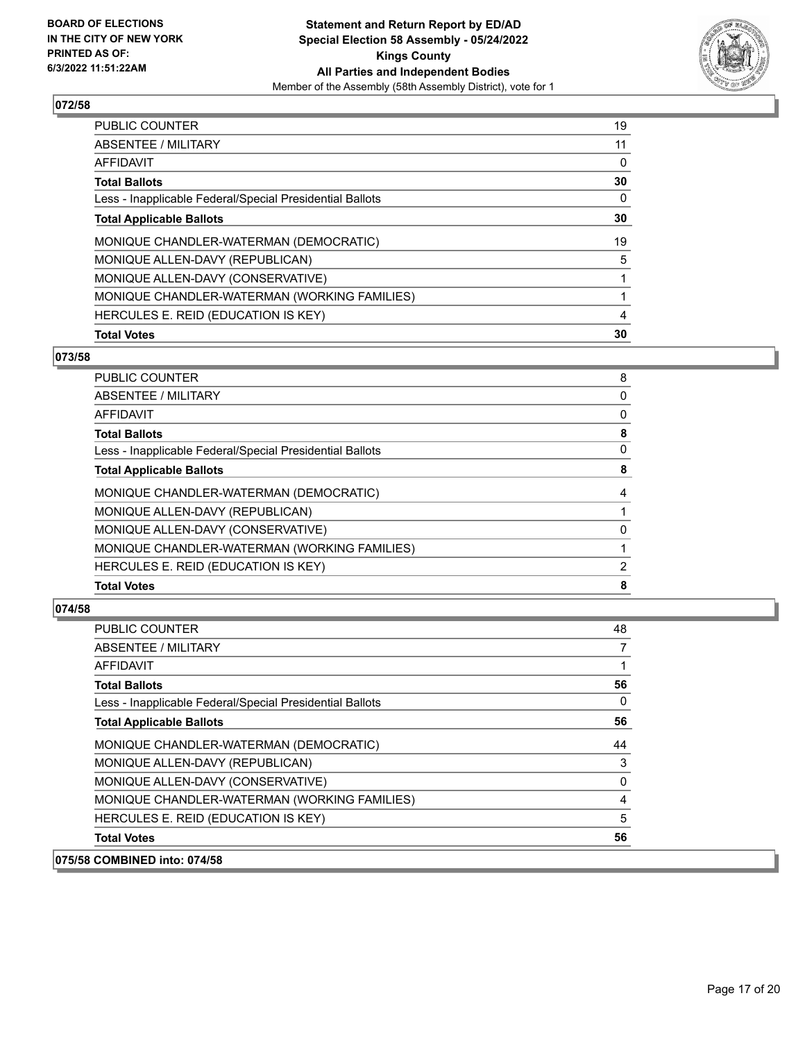**BOARD OF ELECTIONS IN THE CITY OF NEW YORK PRINTED AS OF: 6/3/2022 11:51:22AM**

**Statement and Return Report by ED/AD**
**Special Election 58 Assembly - 05/24/2022**
**Kings County**
**All Parties and Independent Bodies**
Member of the Assembly (58th Assembly District), vote for 1

### 072/58

| | |
|---|---|
| PUBLIC COUNTER | 19 |
| ABSENTEE / MILITARY | 11 |
| AFFIDAVIT | 0 |
| **Total Ballots** | **30** |
| Less - Inapplicable Federal/Special Presidential Ballots | 0 |
| **Total Applicable Ballots** | **30** |
| MONIQUE CHANDLER-WATERMAN (DEMOCRATIC) | 19 |
| MONIQUE ALLEN-DAVY (REPUBLICAN) | 5 |
| MONIQUE ALLEN-DAVY (CONSERVATIVE) | 1 |
| MONIQUE CHANDLER-WATERMAN (WORKING FAMILIES) | 1 |
| HERCULES E. REID (EDUCATION IS KEY) | 4 |
| **Total Votes** | **30** |

### 073/58

| | |
|---|---|
| PUBLIC COUNTER | 8 |
| ABSENTEE / MILITARY | 0 |
| AFFIDAVIT | 0 |
| **Total Ballots** | **8** |
| Less - Inapplicable Federal/Special Presidential Ballots | 0 |
| **Total Applicable Ballots** | **8** |
| MONIQUE CHANDLER-WATERMAN (DEMOCRATIC) | 4 |
| MONIQUE ALLEN-DAVY (REPUBLICAN) | 1 |
| MONIQUE ALLEN-DAVY (CONSERVATIVE) | 0 |
| MONIQUE CHANDLER-WATERMAN (WORKING FAMILIES) | 1 |
| HERCULES E. REID (EDUCATION IS KEY) | 2 |
| **Total Votes** | **8** |

### 074/58

| | |
|---|---|
| PUBLIC COUNTER | 48 |
| ABSENTEE / MILITARY | 7 |
| AFFIDAVIT | 1 |
| **Total Ballots** | **56** |
| Less - Inapplicable Federal/Special Presidential Ballots | 0 |
| **Total Applicable Ballots** | **56** |
| MONIQUE CHANDLER-WATERMAN (DEMOCRATIC) | 44 |
| MONIQUE ALLEN-DAVY (REPUBLICAN) | 3 |
| MONIQUE ALLEN-DAVY (CONSERVATIVE) | 0 |
| MONIQUE CHANDLER-WATERMAN (WORKING FAMILIES) | 4 |
| HERCULES E. REID (EDUCATION IS KEY) | 5 |
| **Total Votes** | **56** |

### 075/58 COMBINED into: 074/58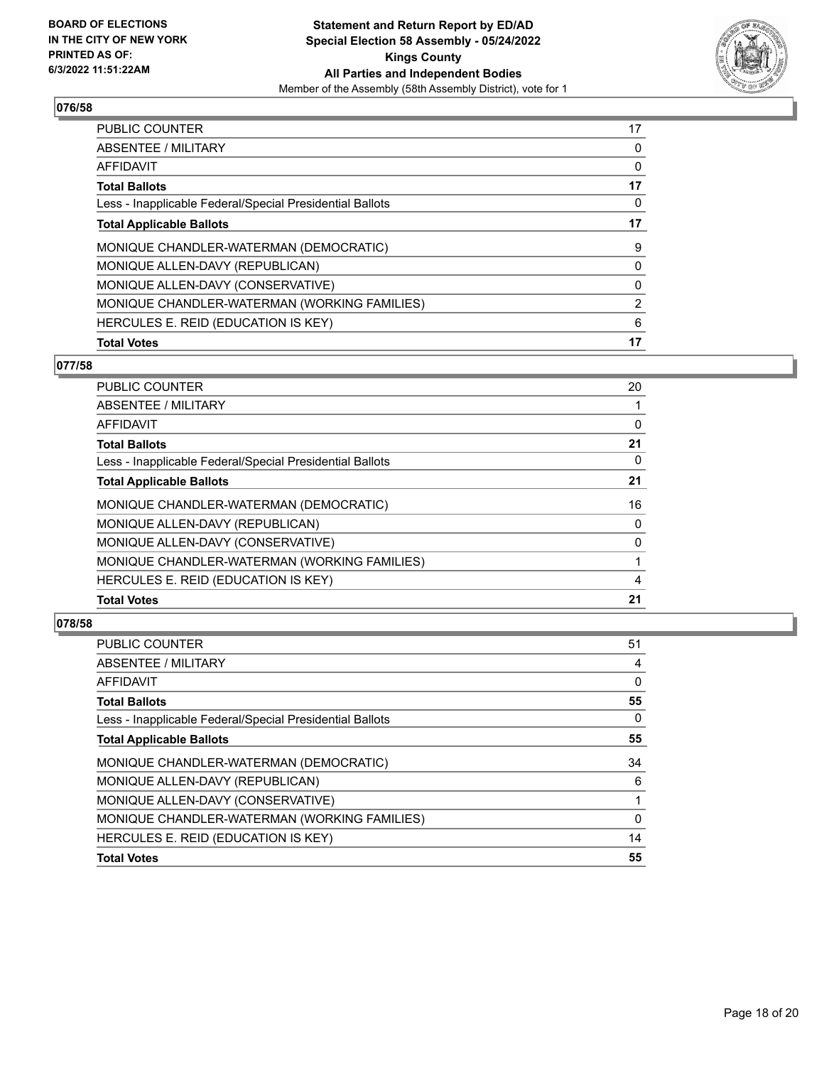**BOARD OF ELECTIONS IN THE CITY OF NEW YORK PRINTED AS OF: 6/3/2022 11:51:22AM**

**Statement and Return Report by ED/AD Special Election 58 Assembly - 05/24/2022 Kings County All Parties and Independent Bodies**

Member of the Assembly (58th Assembly District), vote for 1

## 076/58

| | |
|---|---|
| PUBLIC COUNTER | 17 |
| ABSENTEE / MILITARY | 0 |
| AFFIDAVIT | 0 |
| **Total Ballots** | **17** |
| Less - Inapplicable Federal/Special Presidential Ballots | 0 |
| **Total Applicable Ballots** | **17** |
| MONIQUE CHANDLER-WATERMAN (DEMOCRATIC) | 9 |
| MONIQUE ALLEN-DAVY (REPUBLICAN) | 0 |
| MONIQUE ALLEN-DAVY (CONSERVATIVE) | 0 |
| MONIQUE CHANDLER-WATERMAN (WORKING FAMILIES) | 2 |
| HERCULES E. REID (EDUCATION IS KEY) | 6 |
| **Total Votes** | **17** |

## 077/58

| | |
|---|---|
| PUBLIC COUNTER | 20 |
| ABSENTEE / MILITARY | 1 |
| AFFIDAVIT | 0 |
| **Total Ballots** | **21** |
| Less - Inapplicable Federal/Special Presidential Ballots | 0 |
| **Total Applicable Ballots** | **21** |
| MONIQUE CHANDLER-WATERMAN (DEMOCRATIC) | 16 |
| MONIQUE ALLEN-DAVY (REPUBLICAN) | 0 |
| MONIQUE ALLEN-DAVY (CONSERVATIVE) | 0 |
| MONIQUE CHANDLER-WATERMAN (WORKING FAMILIES) | 1 |
| HERCULES E. REID (EDUCATION IS KEY) | 4 |
| **Total Votes** | **21** |

## 078/58

| | |
|---|---|
| PUBLIC COUNTER | 51 |
| ABSENTEE / MILITARY | 4 |
| AFFIDAVIT | 0 |
| **Total Ballots** | **55** |
| Less - Inapplicable Federal/Special Presidential Ballots | 0 |
| **Total Applicable Ballots** | **55** |
| MONIQUE CHANDLER-WATERMAN (DEMOCRATIC) | 34 |
| MONIQUE ALLEN-DAVY (REPUBLICAN) | 6 |
| MONIQUE ALLEN-DAVY (CONSERVATIVE) | 1 |
| MONIQUE CHANDLER-WATERMAN (WORKING FAMILIES) | 0 |
| HERCULES E. REID (EDUCATION IS KEY) | 14 |
| **Total Votes** | **55** |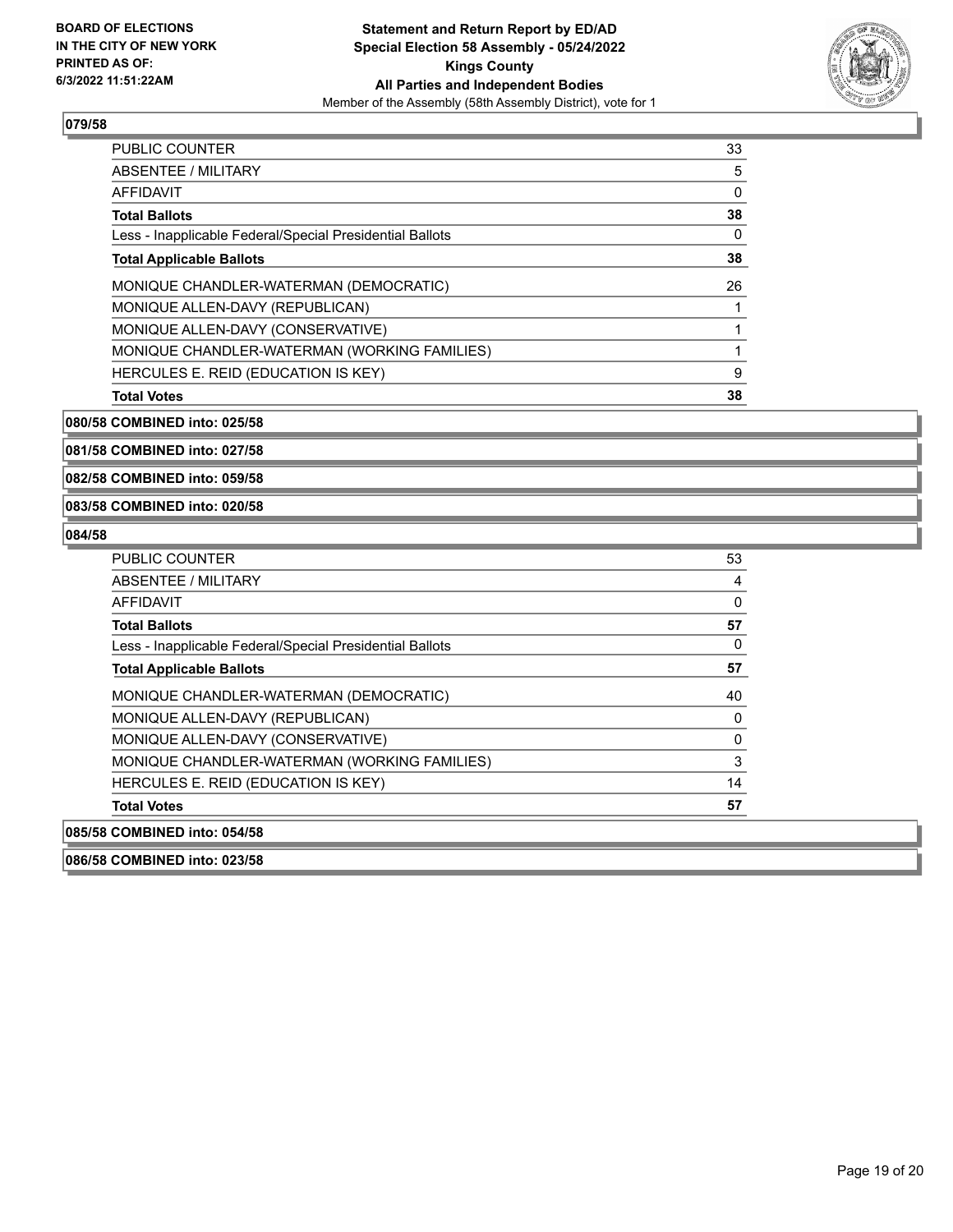**BOARD OF ELECTIONS IN THE CITY OF NEW YORK PRINTED AS OF: 6/3/2022 11:51:22AM**

**Statement and Return Report by ED/AD**
**Special Election 58 Assembly - 05/24/2022**
**Kings County**
**All Parties and Independent Bodies**
Member of the Assembly (58th Assembly District), vote for 1

### 079/58

| | |
|---|---|
| PUBLIC COUNTER | 33 |
| ABSENTEE / MILITARY | 5 |
| AFFIDAVIT | 0 |
| **Total Ballots** | **38** |
| Less - Inapplicable Federal/Special Presidential Ballots | 0 |
| **Total Applicable Ballots** | **38** |
| MONIQUE CHANDLER-WATERMAN (DEMOCRATIC) | 26 |
| MONIQUE ALLEN-DAVY (REPUBLICAN) | 1 |
| MONIQUE ALLEN-DAVY (CONSERVATIVE) | 1 |
| MONIQUE CHANDLER-WATERMAN (WORKING FAMILIES) | 1 |
| HERCULES E. REID (EDUCATION IS KEY) | 9 |
| **Total Votes** | **38** |

**080/58 COMBINED into: 025/58**

**081/58 COMBINED into: 027/58**

**082/58 COMBINED into: 059/58**

**083/58 COMBINED into: 020/58**

### 084/58

| | |
|---|---|
| PUBLIC COUNTER | 53 |
| ABSENTEE / MILITARY | 4 |
| AFFIDAVIT | 0 |
| **Total Ballots** | **57** |
| Less - Inapplicable Federal/Special Presidential Ballots | 0 |
| **Total Applicable Ballots** | **57** |
| MONIQUE CHANDLER-WATERMAN (DEMOCRATIC) | 40 |
| MONIQUE ALLEN-DAVY (REPUBLICAN) | 0 |
| MONIQUE ALLEN-DAVY (CONSERVATIVE) | 0 |
| MONIQUE CHANDLER-WATERMAN (WORKING FAMILIES) | 3 |
| HERCULES E. REID (EDUCATION IS KEY) | 14 |
| **Total Votes** | **57** |

**085/58 COMBINED into: 054/58**

**086/58 COMBINED into: 023/58**